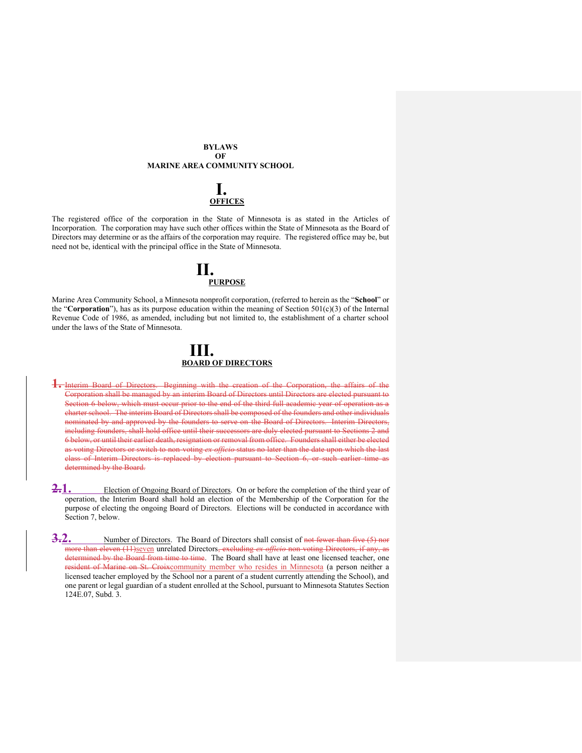**BYLAWS**
**OF**
**MARINE AREA COMMUNITY SCHOOL**

# I.
## OFFICES

The registered office of the corporation in the State of Minnesota is as stated in the Articles of Incorporation. The corporation may have such other offices within the State of Minnesota as the Board of Directors may determine or as the affairs of the corporation may require. The registered office may be, but need not be, identical with the principal office in the State of Minnesota.

# II.
## PURPOSE

Marine Area Community School, a Minnesota nonprofit corporation, (referred to herein as the "**School**" or the "**Corporation**"), has as its purpose education within the meaning of Section 501(c)(3) of the Internal Revenue Code of 1986, as amended, including but not limited to, the establishment of a charter school under the laws of the State of Minnesota.

# III.
## BOARD OF DIRECTORS

~~**1.** Interim Board of Directors. Beginning with the creation of the Corporation, the affairs of the Corporation shall be managed by an interim Board of Directors until Directors are elected pursuant to Section 6 below, which must occur prior to the end of the third full academic year of operation as a charter school. The interim Board of Directors shall be composed of the founders and other individuals nominated by and approved by the founders to serve on the Board of Directors. Interim Directors, including founders, shall hold office until their successors are duly elected pursuant to Sections 2 and 6 below, or until their earlier death, resignation or removal from office. Founders shall either be elected as voting Directors or switch to non-voting *ex officio* status no later than the date upon which the last class of Interim Directors is replaced by election pursuant to Section 6, or such earlier time as determined by the Board.~~

**~~2.~~1.** Election of Ongoing Board of Directors. On or before the completion of the third year of operation, the Interim Board shall hold an election of the Membership of the Corporation for the purpose of electing the ongoing Board of Directors. Elections will be conducted in accordance with Section 7, below.

**~~3.~~2.** Number of Directors. The Board of Directors shall consist of ~~not fewer than five (5) nor more than eleven (11)~~seven unrelated Directors~~, excluding *ex officio* non-voting Directors, if any, as determined by the Board from time to time~~. The Board shall have at least one licensed teacher, one ~~resident of Marine on St. Croix~~community member who resides in Minnesota (a person neither a licensed teacher employed by the School nor a parent of a student currently attending the School), and one parent or legal guardian of a student enrolled at the School, pursuant to Minnesota Statutes Section 124E.07, Subd. 3.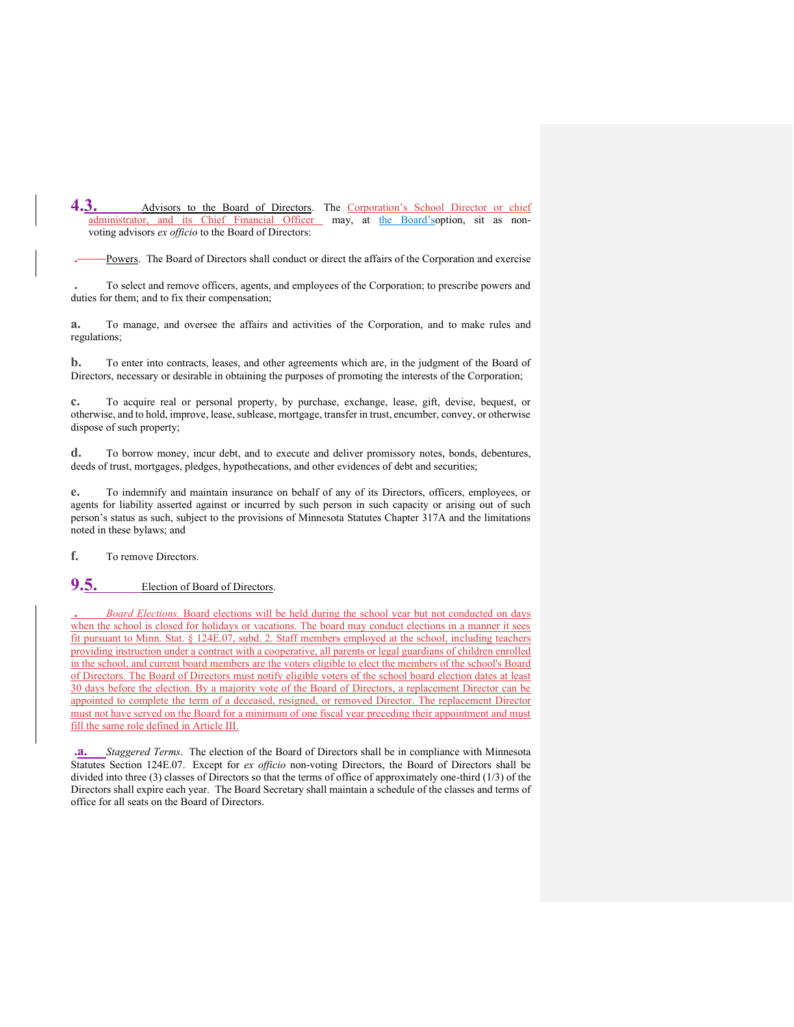**4.3.** Advisors to the Board of Directors. The Corporation's School Director or chief administrator, and its Chief Financial Officer may, at the Board'soption, sit as non-voting advisors *ex officio* to the Board of Directors:

. Powers. The Board of Directors shall conduct or direct the affairs of the Corporation and exercise

. To select and remove officers, agents, and employees of the Corporation; to prescribe powers and duties for them; and to fix their compensation;

**a.** To manage, and oversee the affairs and activities of the Corporation, and to make rules and regulations;

**b.** To enter into contracts, leases, and other agreements which are, in the judgment of the Board of Directors, necessary or desirable in obtaining the purposes of promoting the interests of the Corporation;

**c.** To acquire real or personal property, by purchase, exchange, lease, gift, devise, bequest, or otherwise, and to hold, improve, lease, sublease, mortgage, transfer in trust, encumber, convey, or otherwise dispose of such property;

**d.** To borrow money, incur debt, and to execute and deliver promissory notes, bonds, debentures, deeds of trust, mortgages, pledges, hypothecations, and other evidences of debt and securities;

**e.** To indemnify and maintain insurance on behalf of any of its Directors, officers, employees, or agents for liability asserted against or incurred by such person in such capacity or arising out of such person's status as such, subject to the provisions of Minnesota Statutes Chapter 317A and the limitations noted in these bylaws; and

**f.** To remove Directors.

## 9.5. Election of Board of Directors.

. *Board Elections.* Board elections will be held during the school year but not conducted on days when the school is closed for holidays or vacations. The board may conduct elections in a manner it sees fit pursuant to Minn. Stat. § 124E.07, subd. 2. Staff members employed at the school, including teachers providing instruction under a contract with a cooperative, all parents or legal guardians of children enrolled in the school, and current board members are the voters eligible to elect the members of the school's Board of Directors. The Board of Directors must notify eligible voters of the school board election dates at least 30 days before the election. By a majority vote of the Board of Directors, a replacement Director can be appointed to complete the term of a deceased, resigned, or removed Director. The replacement Director must not have served on the Board for a minimum of one fiscal year preceding their appointment and must fill the same role defined in Article III.

**.a.** *Staggered Terms*. The election of the Board of Directors shall be in compliance with Minnesota Statutes Section 124E.07. Except for *ex officio* non-voting Directors, the Board of Directors shall be divided into three (3) classes of Directors so that the terms of office of approximately one-third (1/3) of the Directors shall expire each year. The Board Secretary shall maintain a schedule of the classes and terms of office for all seats on the Board of Directors.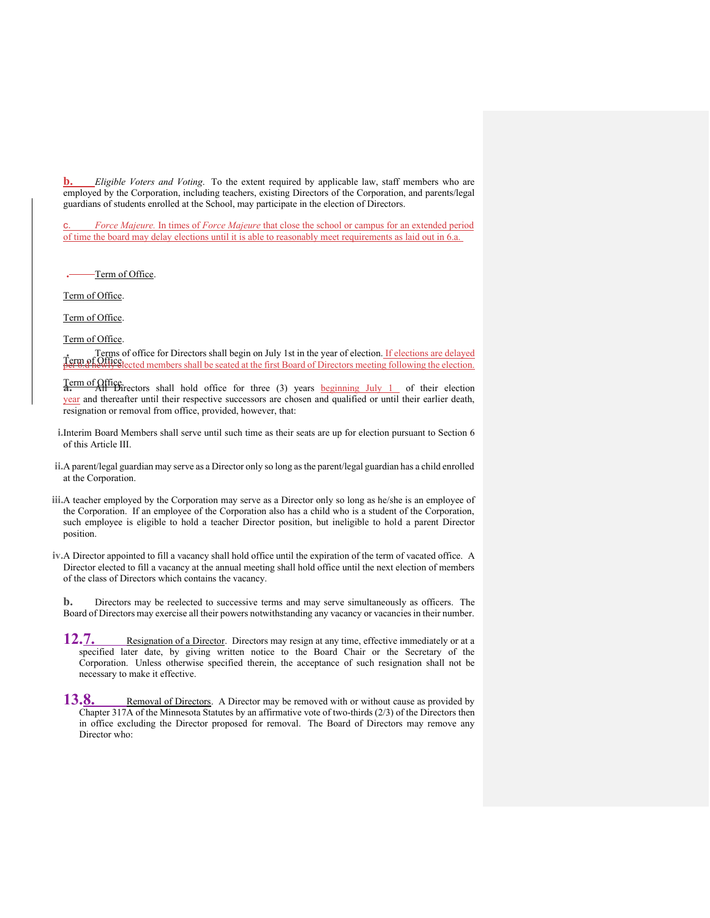**b.** *Eligible Voters and Voting*. To the extent required by applicable law, staff members who are employed by the Corporation, including teachers, existing Directors of the Corporation, and parents/legal guardians of students enrolled at the School, may participate in the election of Directors.

c. *Force Majeure.* In times of *Force Majeure* that close the school or campus for an extended period of time the board may delay elections until it is able to reasonably meet requirements as laid out in 6.a.

. Term of Office.

Term of Office.

Term of Office.

Term of Office.

Term of Office.

Terms of office for Directors shall begin on July 1st in the year of election. If elections are delayed per 6.d newly elected members shall be seated at the first Board of Directors meeting following the election.

Term of Office.

a. All Directors shall hold office for three (3) years beginning July 1 of their election year and thereafter until their respective successors are chosen and qualified or until their earlier death, resignation or removal from office, provided, however, that:

i. Interim Board Members shall serve until such time as their seats are up for election pursuant to Section 6 of this Article III.

ii. A parent/legal guardian may serve as a Director only so long as the parent/legal guardian has a child enrolled at the Corporation.

iii. A teacher employed by the Corporation may serve as a Director only so long as he/she is an employee of the Corporation. If an employee of the Corporation also has a child who is a student of the Corporation, such employee is eligible to hold a teacher Director position, but ineligible to hold a parent Director position.

iv. A Director appointed to fill a vacancy shall hold office until the expiration of the term of vacated office. A Director elected to fill a vacancy at the annual meeting shall hold office until the next election of members of the class of Directors which contains the vacancy.

**b.** Directors may be reelected to successive terms and may serve simultaneously as officers. The Board of Directors may exercise all their powers notwithstanding any vacancy or vacancies in their number.

**12.7.** Resignation of a Director. Directors may resign at any time, effective immediately or at a specified later date, by giving written notice to the Board Chair or the Secretary of the Corporation. Unless otherwise specified therein, the acceptance of such resignation shall not be necessary to make it effective.

**13.8.** Removal of Directors. A Director may be removed with or without cause as provided by Chapter 317A of the Minnesota Statutes by an affirmative vote of two-thirds (2/3) of the Directors then in office excluding the Director proposed for removal. The Board of Directors may remove any Director who: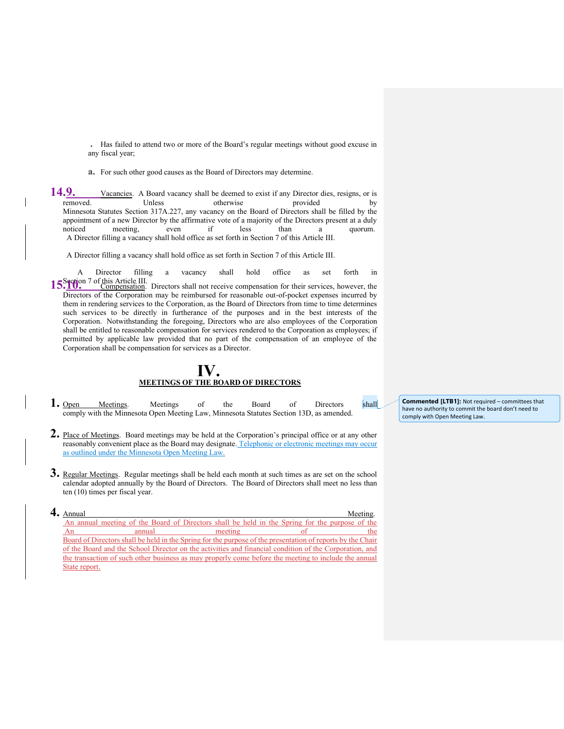. Has failed to attend two or more of the Board's regular meetings without good excuse in any fiscal year;

a. For such other good causes as the Board of Directors may determine.

**14.9.** Vacancies. A Board vacancy shall be deemed to exist if any Director dies, resigns, or is removed. Unless otherwise provided by Minnesota Statutes Section 317A.227, any vacancy on the Board of Directors shall be filled by the appointment of a new Director by the affirmative vote of a majority of the Directors present at a duly noticed meeting, even if less than a quorum. A Director filling a vacancy shall hold office as set forth in Section 7 of this Article III.

A Director filling a vacancy shall hold office as set forth in Section 7 of this Article III.

A Director filling a vacancy shall hold office as set forth in Section 7 of this Article III.

**15.10.** Compensation. Directors shall not receive compensation for their services, however, the Directors of the Corporation may be reimbursed for reasonable out-of-pocket expenses incurred by them in rendering services to the Corporation, as the Board of Directors from time to time determines such services to be directly in furtherance of the purposes and in the best interests of the Corporation. Notwithstanding the foregoing, Directors who are also employees of the Corporation shall be entitled to reasonable compensation for services rendered to the Corporation as employees; if permitted by applicable law provided that no part of the compensation of an employee of the Corporation shall be compensation for services as a Director.

# IV.

## MEETINGS OF THE BOARD OF DIRECTORS

**1.** Open Meetings. Meetings of the Board of Directors shall comply with the Minnesota Open Meeting Law, Minnesota Statutes Section 13D, as amended.

**Commented [LTB1]:** Not required – committees that have no authority to commit the board don't need to comply with Open Meeting Law.

**2.** Place of Meetings. Board meetings may be held at the Corporation's principal office or at any other reasonably convenient place as the Board may designate. Telephonic or electronic meetings may occur as outlined under the Minnesota Open Meeting Law.

**3.** Regular Meetings. Regular meetings shall be held each month at such times as are set on the school calendar adopted annually by the Board of Directors. The Board of Directors shall meet no less than ten (10) times per fiscal year.

**4.** Annual Meeting. An annual meeting of the Board of Directors shall be held in the Spring for the purpose of the An annual meeting of the Board of Directors shall be held in the Spring for the purpose of the presentation of reports by the Chair of the Board and the School Director on the activities and financial condition of the Corporation, and the transaction of such other business as may properly come before the meeting to include the annual State report.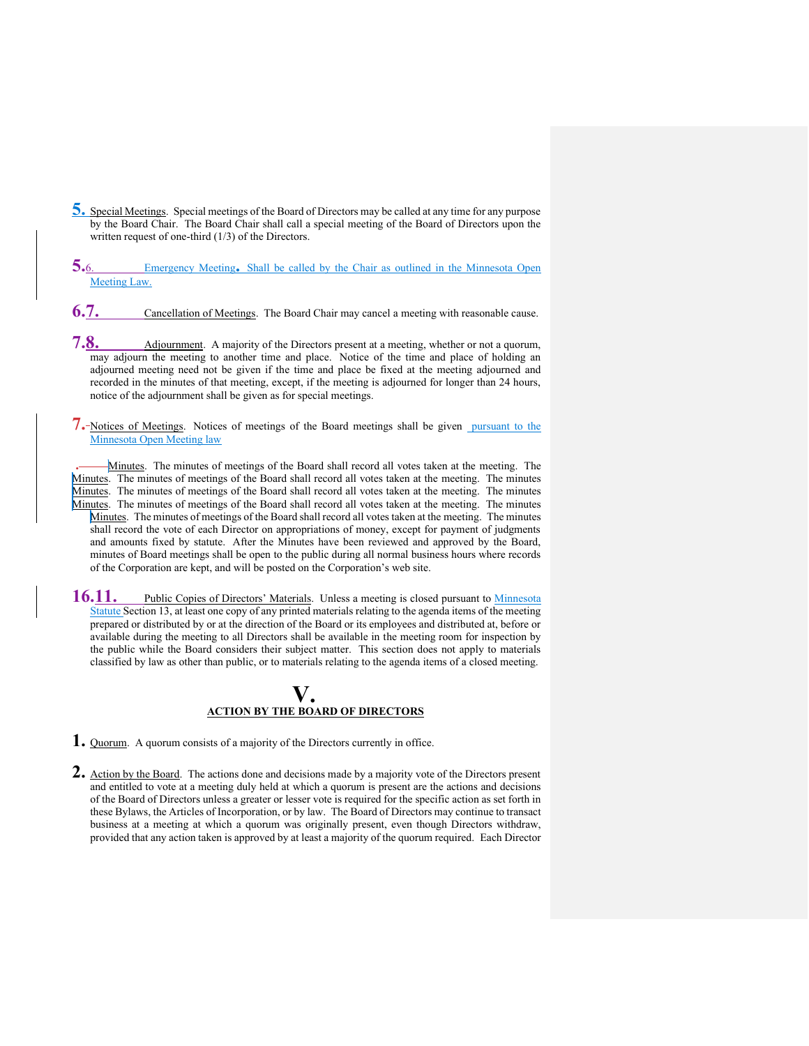5. Special Meetings. Special meetings of the Board of Directors may be called at any time for any purpose by the Board Chair. The Board Chair shall call a special meeting of the Board of Directors upon the written request of one-third (1/3) of the Directors.

5.6. Emergency Meeting. Shall be called by the Chair as outlined in the Minnesota Open Meeting Law.

6.7. Cancellation of Meetings. The Board Chair may cancel a meeting with reasonable cause.

7.8. Adjournment. A majority of the Directors present at a meeting, whether or not a quorum, may adjourn the meeting to another time and place. Notice of the time and place of holding an adjourned meeting need not be given if the time and place be fixed at the meeting adjourned and recorded in the minutes of that meeting, except, if the meeting is adjourned for longer than 24 hours, notice of the adjournment shall be given as for special meetings.

7. Notices of Meetings. Notices of meetings of the Board meetings shall be given pursuant to the Minnesota Open Meeting law

. Minutes. The minutes of meetings of the Board shall record all votes taken at the meeting. The Minutes. The minutes of meetings of the Board shall record all votes taken at the meeting. The minutes Minutes. The minutes of meetings of the Board shall record all votes taken at the meeting. The minutes Minutes. The minutes of meetings of the Board shall record all votes taken at the meeting. The minutes Minutes. The minutes of meetings of the Board shall record all votes taken at the meeting. The minutes shall record the vote of each Director on appropriations of money, except for payment of judgments and amounts fixed by statute. After the Minutes have been reviewed and approved by the Board, minutes of Board meetings shall be open to the public during all normal business hours where records of the Corporation are kept, and will be posted on the Corporation's web site.

16.11. Public Copies of Directors' Materials. Unless a meeting is closed pursuant to Minnesota Statute Section 13, at least one copy of any printed materials relating to the agenda items of the meeting prepared or distributed by or at the direction of the Board or its employees and distributed at, before or available during the meeting to all Directors shall be available in the meeting room for inspection by the public while the Board considers their subject matter. This section does not apply to materials classified by law as other than public, or to materials relating to the agenda items of a closed meeting.

# V.
## ACTION BY THE BOARD OF DIRECTORS

1. Quorum. A quorum consists of a majority of the Directors currently in office.

2. Action by the Board. The actions done and decisions made by a majority vote of the Directors present and entitled to vote at a meeting duly held at which a quorum is present are the actions and decisions of the Board of Directors unless a greater or lesser vote is required for the specific action as set forth in these Bylaws, the Articles of Incorporation, or by law. The Board of Directors may continue to transact business at a meeting at which a quorum was originally present, even though Directors withdraw, provided that any action taken is approved by at least a majority of the quorum required. Each Director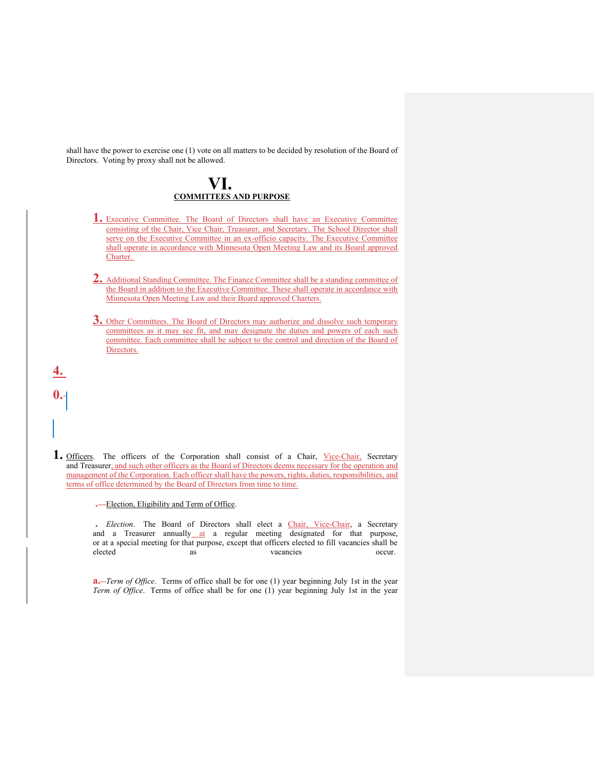shall have the power to exercise one (1) vote on all matters to be decided by resolution of the Board of Directors. Voting by proxy shall not be allowed.

# VI.
## COMMITTEES AND PURPOSE

1. Executive Committee. The Board of Directors shall have an Executive Committee consisting of the Chair, Vice Chair, Treasurer, and Secretary. The School Director shall serve on the Executive Committee in an ex-officio capacity. The Executive Committee shall operate in accordance with Minnesota Open Meeting Law and its Board approved Charter.

2. Additional Standing Committee. The Finance Committee shall be a standing committee of the Board in addition to the Executive Committee. These shall operate in accordance with Minnesota Open Meeting Law and their Board approved Charters.

3. Other Committees. The Board of Directors may authorize and dissolve such temporary committees as it may see fit, and may designate the duties and powers of each such committee. Each committee shall be subject to the control and direction of the Board of Directors.

4.

0.

1. Officers. The officers of the Corporation shall consist of a Chair, Vice-Chair, Secretary and Treasurer, and such other officers as the Board of Directors deems necessary for the operation and management of the Corporation. Each officer shall have the powers, rights, duties, responsibilities, and terms of office determined by the Board of Directors from time to time.

   . Election, Eligibility and Term of Office.

   . *Election*. The Board of Directors shall elect a Chair, Vice-Chair, a Secretary and a Treasurer annually at a regular meeting designated for that purpose, or at a special meeting for that purpose, except that officers elected to fill vacancies shall be elected as vacancies occur.

   a. *Term of Office*. Terms of office shall be for one (1) year beginning July 1st in the year *Term of Office*. Terms of office shall be for one (1) year beginning July 1st in the year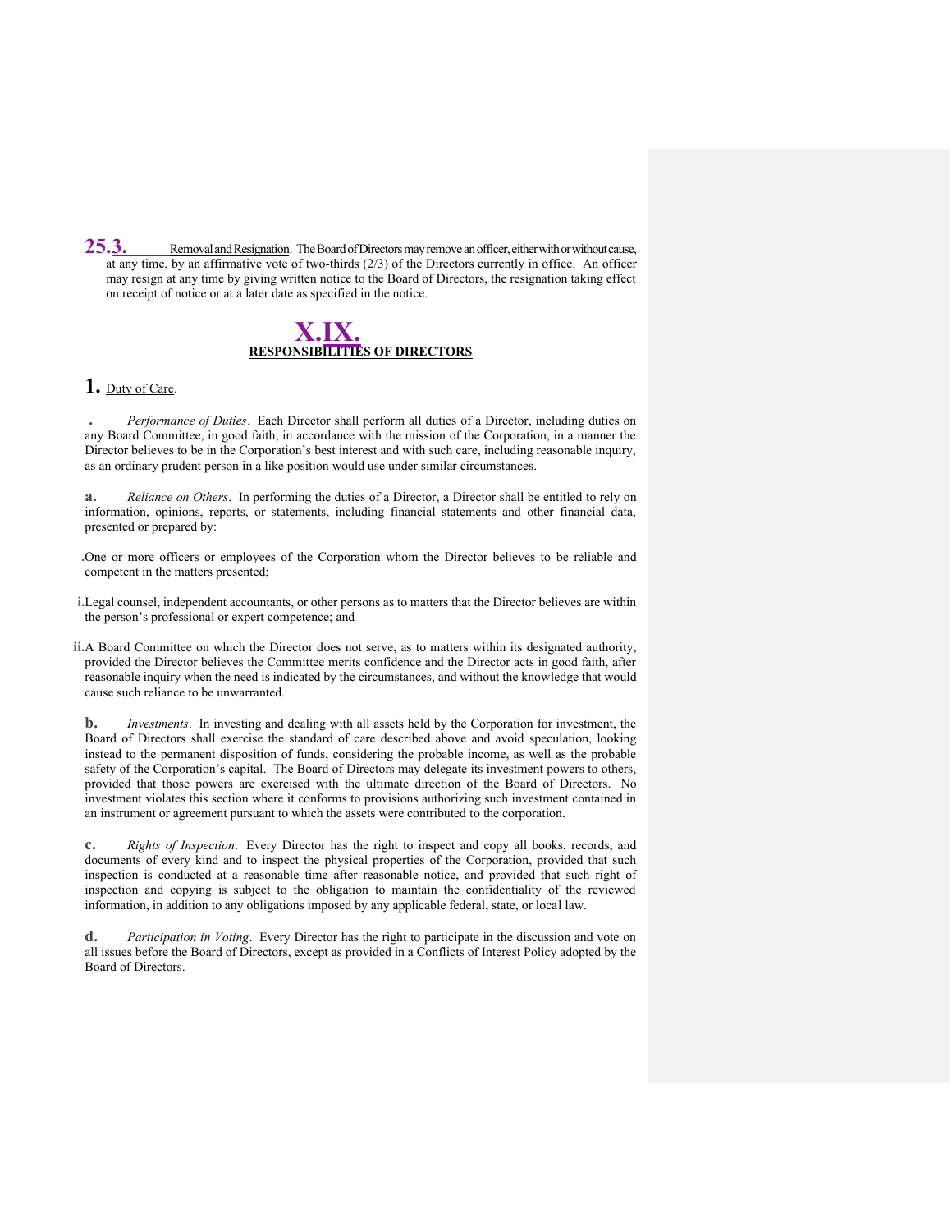**25.3.** Removal and Resignation. The Board of Directors may remove an officer, either with or without cause, at any time, by an affirmative vote of two-thirds (2/3) of the Directors currently in office. An officer may resign at any time by giving written notice to the Board of Directors, the resignation taking effect on receipt of notice or at a later date as specified in the notice.

## X.IX.
## RESPONSIBILITIES OF DIRECTORS

**1.** Duty of Care.

. *Performance of Duties*. Each Director shall perform all duties of a Director, including duties on any Board Committee, in good faith, in accordance with the mission of the Corporation, in a manner the Director believes to be in the Corporation's best interest and with such care, including reasonable inquiry, as an ordinary prudent person in a like position would use under similar circumstances.

**a.** *Reliance on Others*. In performing the duties of a Director, a Director shall be entitled to rely on information, opinions, reports, or statements, including financial statements and other financial data, presented or prepared by:

. One or more officers or employees of the Corporation whom the Director believes to be reliable and competent in the matters presented;

**i.** Legal counsel, independent accountants, or other persons as to matters that the Director believes are within the person's professional or expert competence; and

**ii.** A Board Committee on which the Director does not serve, as to matters within its designated authority, provided the Director believes the Committee merits confidence and the Director acts in good faith, after reasonable inquiry when the need is indicated by the circumstances, and without the knowledge that would cause such reliance to be unwarranted.

**b.** *Investments*. In investing and dealing with all assets held by the Corporation for investment, the Board of Directors shall exercise the standard of care described above and avoid speculation, looking instead to the permanent disposition of funds, considering the probable income, as well as the probable safety of the Corporation's capital. The Board of Directors may delegate its investment powers to others, provided that those powers are exercised with the ultimate direction of the Board of Directors. No investment violates this section where it conforms to provisions authorizing such investment contained in an instrument or agreement pursuant to which the assets were contributed to the corporation.

**c.** *Rights of Inspection*. Every Director has the right to inspect and copy all books, records, and documents of every kind and to inspect the physical properties of the Corporation, provided that such inspection is conducted at a reasonable time after reasonable notice, and provided that such right of inspection and copying is subject to the obligation to maintain the confidentiality of the reviewed information, in addition to any obligations imposed by any applicable federal, state, or local law.

**d.** *Participation in Voting*. Every Director has the right to participate in the discussion and vote on all issues before the Board of Directors, except as provided in a Conflicts of Interest Policy adopted by the Board of Directors.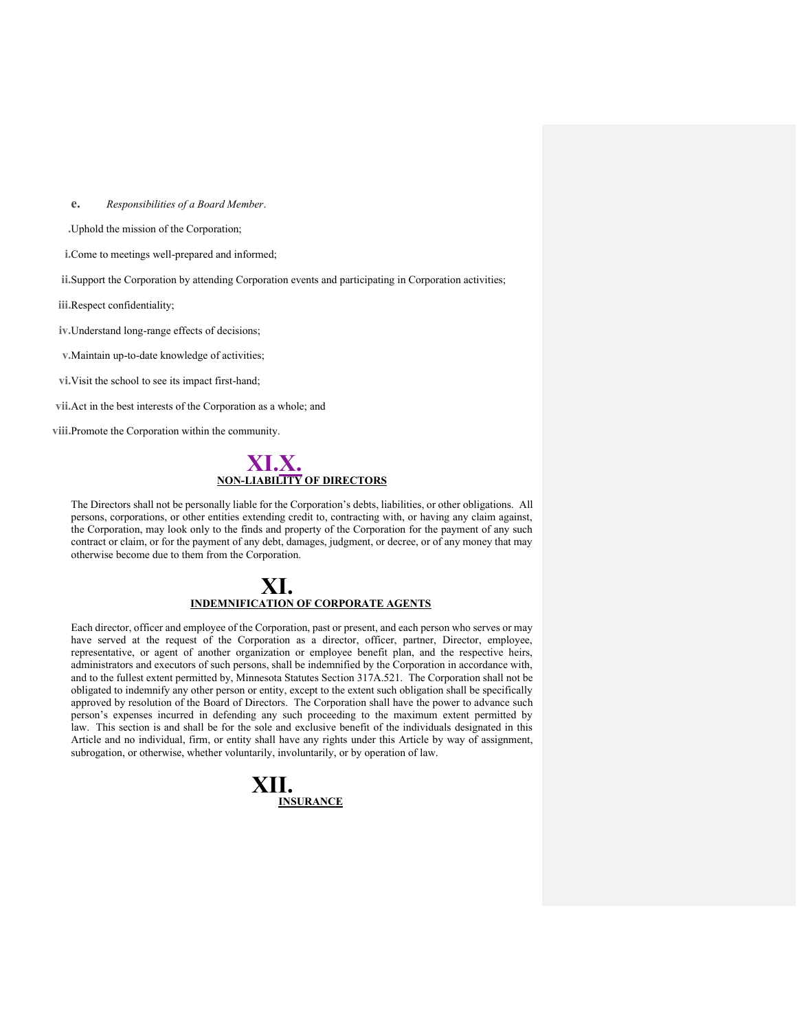**e.** *Responsibilities of a Board Member*.

.Uphold the mission of the Corporation;

i.Come to meetings well-prepared and informed;

ii.Support the Corporation by attending Corporation events and participating in Corporation activities;

iii.Respect confidentiality;

iv.Understand long-range effects of decisions;

v.Maintain up-to-date knowledge of activities;

vi.Visit the school to see its impact first-hand;

vii.Act in the best interests of the Corporation as a whole; and

viii.Promote the Corporation within the community.

# XI.X.

## NON-LIABILITY OF DIRECTORS

The Directors shall not be personally liable for the Corporation's debts, liabilities, or other obligations. All persons, corporations, or other entities extending credit to, contracting with, or having any claim against, the Corporation, may look only to the finds and property of the Corporation for the payment of any such contract or claim, or for the payment of any debt, damages, judgment, or decree, or of any money that may otherwise become due to them from the Corporation.

# XI.

## INDEMNIFICATION OF CORPORATE AGENTS

Each director, officer and employee of the Corporation, past or present, and each person who serves or may have served at the request of the Corporation as a director, officer, partner, Director, employee, representative, or agent of another organization or employee benefit plan, and the respective heirs, administrators and executors of such persons, shall be indemnified by the Corporation in accordance with, and to the fullest extent permitted by, Minnesota Statutes Section 317A.521. The Corporation shall not be obligated to indemnify any other person or entity, except to the extent such obligation shall be specifically approved by resolution of the Board of Directors. The Corporation shall have the power to advance such person's expenses incurred in defending any such proceeding to the maximum extent permitted by law. This section is and shall be for the sole and exclusive benefit of the individuals designated in this Article and no individual, firm, or entity shall have any rights under this Article by way of assignment, subrogation, or otherwise, whether voluntarily, involuntarily, or by operation of law.

# XII.

## INSURANCE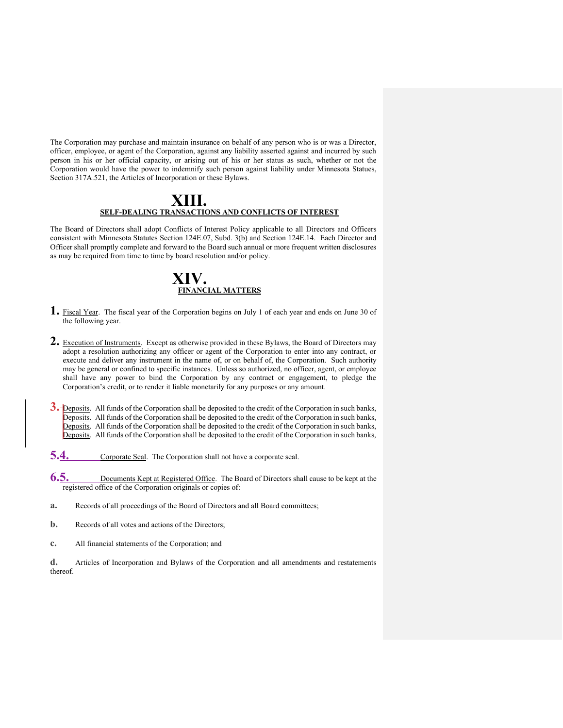The Corporation may purchase and maintain insurance on behalf of any person who is or was a Director, officer, employee, or agent of the Corporation, against any liability asserted against and incurred by such person in his or her official capacity, or arising out of his or her status as such, whether or not the Corporation would have the power to indemnify such person against liability under Minnesota Statues, Section 317A.521, the Articles of Incorporation or these Bylaws.

# XIII.

## SELF-DEALING TRANSACTIONS AND CONFLICTS OF INTEREST

The Board of Directors shall adopt Conflicts of Interest Policy applicable to all Directors and Officers consistent with Minnesota Statutes Section 124E.07, Subd. 3(b) and Section 124E.14. Each Director and Officer shall promptly complete and forward to the Board such annual or more frequent written disclosures as may be required from time to time by board resolution and/or policy.

# XIV.

## FINANCIAL MATTERS

**1.** Fiscal Year. The fiscal year of the Corporation begins on July 1 of each year and ends on June 30 of the following year.

**2.** Execution of Instruments. Except as otherwise provided in these Bylaws, the Board of Directors may adopt a resolution authorizing any officer or agent of the Corporation to enter into any contract, or execute and deliver any instrument in the name of, or on behalf of, the Corporation. Such authority may be general or confined to specific instances. Unless so authorized, no officer, agent, or employee shall have any power to bind the Corporation by any contract or engagement, to pledge the Corporation's credit, or to render it liable monetarily for any purposes or any amount.

**3.** Deposits. All funds of the Corporation shall be deposited to the credit of the Corporation in such banks,
Deposits. All funds of the Corporation shall be deposited to the credit of the Corporation in such banks,
Deposits. All funds of the Corporation shall be deposited to the credit of the Corporation in such banks,
Deposits. All funds of the Corporation shall be deposited to the credit of the Corporation in such banks,

**5.4.** Corporate Seal. The Corporation shall not have a corporate seal.

**6.5.** Documents Kept at Registered Office. The Board of Directors shall cause to be kept at the registered office of the Corporation originals or copies of:

**a.** Records of all proceedings of the Board of Directors and all Board committees;

**b.** Records of all votes and actions of the Directors;

**c.** All financial statements of the Corporation; and

**d.** Articles of Incorporation and Bylaws of the Corporation and all amendments and restatements thereof.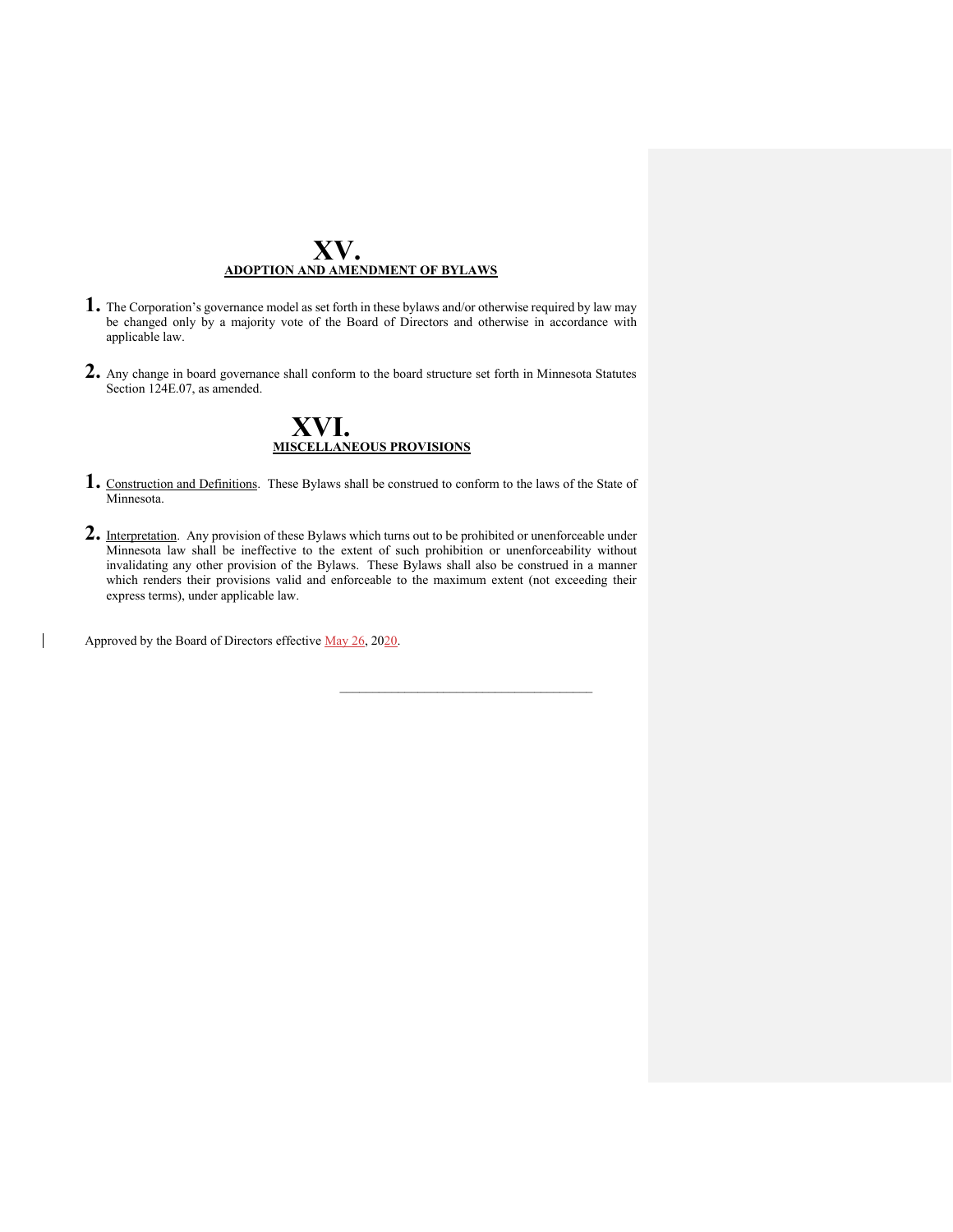# XV.
## ADOPTION AND AMENDMENT OF BYLAWS

1. The Corporation's governance model as set forth in these bylaws and/or otherwise required by law may be changed only by a majority vote of the Board of Directors and otherwise in accordance with applicable law.

2. Any change in board governance shall conform to the board structure set forth in Minnesota Statutes Section 124E.07, as amended.

# XVI.
## MISCELLANEOUS PROVISIONS

1. Construction and Definitions. These Bylaws shall be construed to conform to the laws of the State of Minnesota.

2. Interpretation. Any provision of these Bylaws which turns out to be prohibited or unenforceable under Minnesota law shall be ineffective to the extent of such prohibition or unenforceability without invalidating any other provision of the Bylaws. These Bylaws shall also be construed in a manner which renders their provisions valid and enforceable to the maximum extent (not exceeding their express terms), under applicable law.

Approved by the Board of Directors effective May 26, 2020.

\_\_\_\_\_\_\_\_\_\_\_\_\_\_\_\_\_\_\_\_\_\_\_\_\_\_\_\_\_\_\_\_\_\_\_\_\_\_